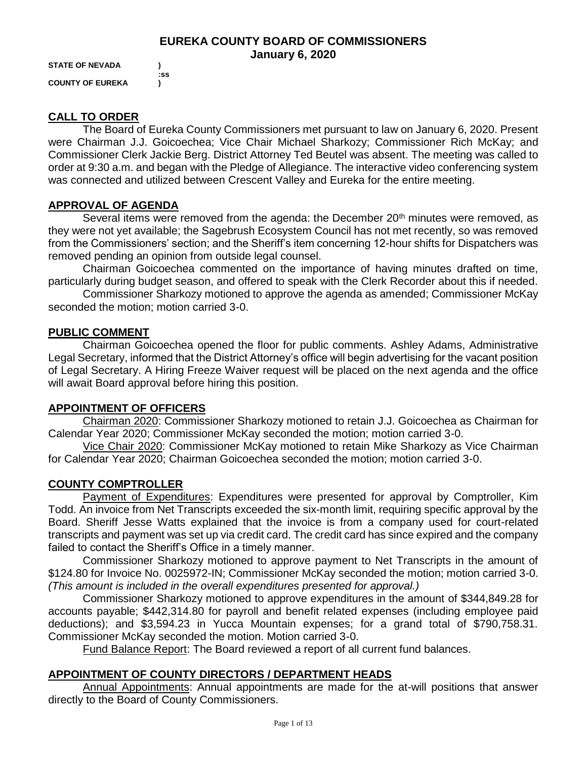# EUREKA COUNTY BOARD OF COMMISSIONERS
## January 6, 2020

**STATE OF NEVADA )**
**:SS**
**COUNTY OF EUREKA )**

## CALL TO ORDER

The Board of Eureka County Commissioners met pursuant to law on January 6, 2020. Present were Chairman J.J. Goicoechea; Vice Chair Michael Sharkozy; Commissioner Rich McKay; and Commissioner Clerk Jackie Berg. District Attorney Ted Beutel was absent. The meeting was called to order at 9:30 a.m. and began with the Pledge of Allegiance. The interactive video conferencing system was connected and utilized between Crescent Valley and Eureka for the entire meeting.

## APPROVAL OF AGENDA

Several items were removed from the agenda: the December 20th minutes were removed, as they were not yet available; the Sagebrush Ecosystem Council has not met recently, so was removed from the Commissioners' section; and the Sheriff's item concerning 12-hour shifts for Dispatchers was removed pending an opinion from outside legal counsel.

Chairman Goicoechea commented on the importance of having minutes drafted on time, particularly during budget season, and offered to speak with the Clerk Recorder about this if needed.

Commissioner Sharkozy motioned to approve the agenda as amended; Commissioner McKay seconded the motion; motion carried 3-0.

## PUBLIC COMMENT

Chairman Goicoechea opened the floor for public comments. Ashley Adams, Administrative Legal Secretary, informed that the District Attorney's office will begin advertising for the vacant position of Legal Secretary. A Hiring Freeze Waiver request will be placed on the next agenda and the office will await Board approval before hiring this position.

## APPOINTMENT OF OFFICERS

Chairman 2020: Commissioner Sharkozy motioned to retain J.J. Goicoechea as Chairman for Calendar Year 2020; Commissioner McKay seconded the motion; motion carried 3-0.

Vice Chair 2020: Commissioner McKay motioned to retain Mike Sharkozy as Vice Chairman for Calendar Year 2020; Chairman Goicoechea seconded the motion; motion carried 3-0.

## COUNTY COMPTROLLER

Payment of Expenditures: Expenditures were presented for approval by Comptroller, Kim Todd. An invoice from Net Transcripts exceeded the six-month limit, requiring specific approval by the Board. Sheriff Jesse Watts explained that the invoice is from a company used for court-related transcripts and payment was set up via credit card. The credit card has since expired and the company failed to contact the Sheriff's Office in a timely manner.

Commissioner Sharkozy motioned to approve payment to Net Transcripts in the amount of $124.80 for Invoice No. 0025972-IN; Commissioner McKay seconded the motion; motion carried 3-0. *(This amount is included in the overall expenditures presented for approval.)*

Commissioner Sharkozy motioned to approve expenditures in the amount of $344,849.28 for accounts payable; $442,314.80 for payroll and benefit related expenses (including employee paid deductions); and $3,594.23 in Yucca Mountain expenses; for a grand total of $790,758.31. Commissioner McKay seconded the motion. Motion carried 3-0.

Fund Balance Report: The Board reviewed a report of all current fund balances.

## APPOINTMENT OF COUNTY DIRECTORS / DEPARTMENT HEADS

Annual Appointments: Annual appointments are made for the at-will positions that answer directly to the Board of County Commissioners.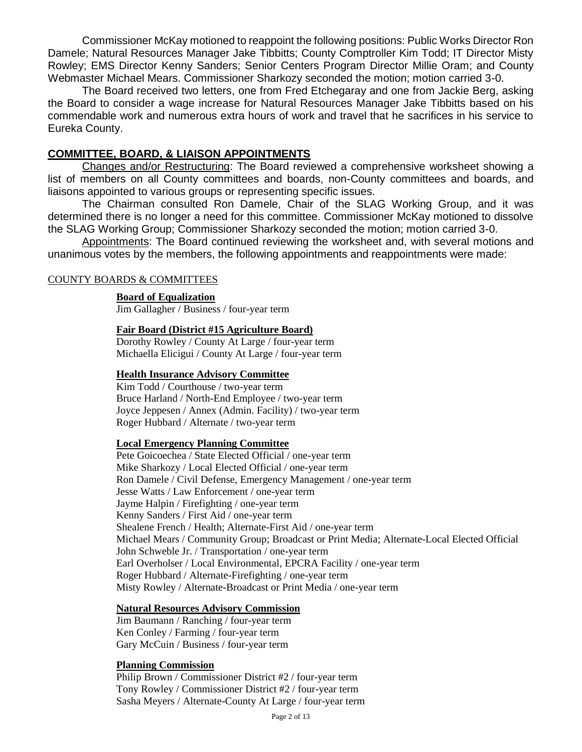Commissioner McKay motioned to reappoint the following positions: Public Works Director Ron Damele; Natural Resources Manager Jake Tibbitts; County Comptroller Kim Todd; IT Director Misty Rowley; EMS Director Kenny Sanders; Senior Centers Program Director Millie Oram; and County Webmaster Michael Mears. Commissioner Sharkozy seconded the motion; motion carried 3-0.

The Board received two letters, one from Fred Etchegaray and one from Jackie Berg, asking the Board to consider a wage increase for Natural Resources Manager Jake Tibbitts based on his commendable work and numerous extra hours of work and travel that he sacrifices in his service to Eureka County.

## COMMITTEE, BOARD, & LIAISON APPOINTMENTS

Changes and/or Restructuring: The Board reviewed a comprehensive worksheet showing a list of members on all County committees and boards, non-County committees and boards, and liaisons appointed to various groups or representing specific issues.

The Chairman consulted Ron Damele, Chair of the SLAG Working Group, and it was determined there is no longer a need for this committee. Commissioner McKay motioned to dissolve the SLAG Working Group; Commissioner Sharkozy seconded the motion; motion carried 3-0.

Appointments: The Board continued reviewing the worksheet and, with several motions and unanimous votes by the members, the following appointments and reappointments were made:

COUNTY BOARDS & COMMITTEES

**Board of Equalization**

Jim Gallagher / Business / four-year term

**Fair Board (District #15 Agriculture Board)**

Dorothy Rowley / County At Large / four-year term
Michaella Elicigui / County At Large / four-year term

**Health Insurance Advisory Committee**

Kim Todd / Courthouse / two-year term
Bruce Harland / North-End Employee / two-year term
Joyce Jeppesen / Annex (Admin. Facility) / two-year term
Roger Hubbard / Alternate / two-year term

**Local Emergency Planning Committee**

Pete Goicoechea / State Elected Official / one-year term
Mike Sharkozy / Local Elected Official / one-year term
Ron Damele / Civil Defense, Emergency Management / one-year term
Jesse Watts / Law Enforcement / one-year term
Jayme Halpin / Firefighting / one-year term
Kenny Sanders / First Aid / one-year term
Shealene French / Health; Alternate-First Aid / one-year term
Michael Mears / Community Group; Broadcast or Print Media; Alternate-Local Elected Official
John Schweble Jr. / Transportation / one-year term
Earl Overholser / Local Environmental, EPCRA Facility / one-year term
Roger Hubbard / Alternate-Firefighting / one-year term
Misty Rowley / Alternate-Broadcast or Print Media / one-year term

**Natural Resources Advisory Commission**

Jim Baumann / Ranching / four-year term
Ken Conley / Farming / four-year term
Gary McCuin / Business / four-year term

**Planning Commission**

Philip Brown / Commissioner District #2 / four-year term
Tony Rowley / Commissioner District #2 / four-year term
Sasha Meyers / Alternate-County At Large / four-year term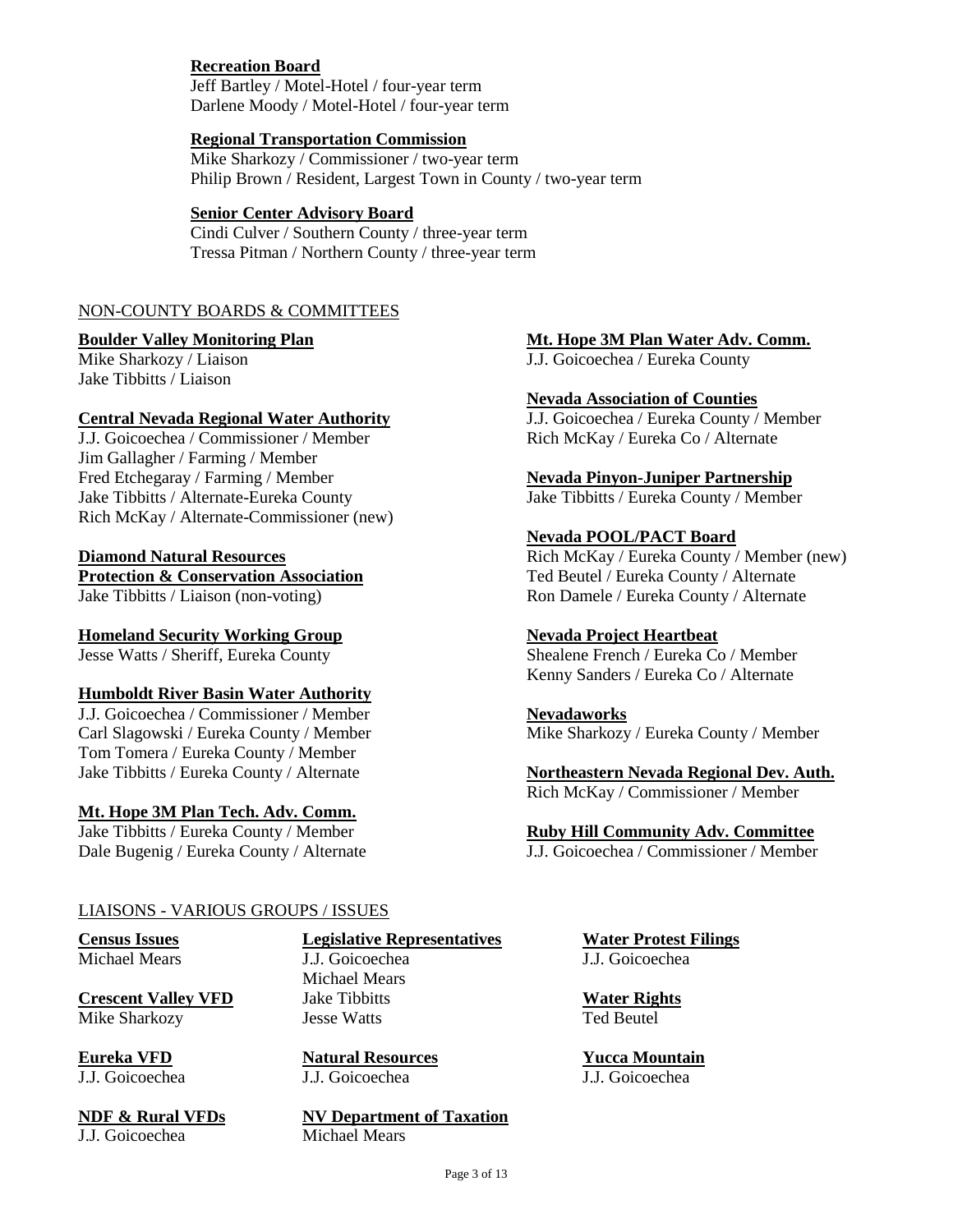**Recreation Board**
Jeff Bartley / Motel-Hotel / four-year term
Darlene Moody / Motel-Hotel / four-year term

**Regional Transportation Commission**
Mike Sharkozy / Commissioner / two-year term
Philip Brown / Resident, Largest Town in County / two-year term

**Senior Center Advisory Board**
Cindi Culver / Southern County / three-year term
Tressa Pitman / Northern County / three-year term

NON-COUNTY BOARDS & COMMITTEES

**Boulder Valley Monitoring Plan**
Mike Sharkozy / Liaison
Jake Tibbitts / Liaison

**Central Nevada Regional Water Authority**
J.J. Goicoechea / Commissioner / Member
Jim Gallagher / Farming / Member
Fred Etchegaray / Farming / Member
Jake Tibbitts / Alternate-Eureka County
Rich McKay / Alternate-Commissioner (new)

**Diamond Natural Resources Protection & Conservation Association**
Jake Tibbitts / Liaison (non-voting)

**Homeland Security Working Group**
Jesse Watts / Sheriff, Eureka County

**Humboldt River Basin Water Authority**
J.J. Goicoechea / Commissioner / Member
Carl Slagowski / Eureka County / Member
Tom Tomera / Eureka County / Member
Jake Tibbitts / Eureka County / Alternate

**Mt. Hope 3M Plan Tech. Adv. Comm.**
Jake Tibbitts / Eureka County / Member
Dale Bugenig / Eureka County / Alternate

**Mt. Hope 3M Plan Water Adv. Comm.**
J.J. Goicoechea / Eureka County

**Nevada Association of Counties**
J.J. Goicoechea / Eureka County / Member
Rich McKay / Eureka Co / Alternate

**Nevada Pinyon-Juniper Partnership**
Jake Tibbitts / Eureka County / Member

**Nevada POOL/PACT Board**
Rich McKay / Eureka County / Member (new)
Ted Beutel / Eureka County / Alternate
Ron Damele / Eureka County / Alternate

**Nevada Project Heartbeat**
Shealene French / Eureka Co / Member
Kenny Sanders / Eureka Co / Alternate

**Nevadaworks**
Mike Sharkozy / Eureka County / Member

**Northeastern Nevada Regional Dev. Auth.**
Rich McKay / Commissioner / Member

**Ruby Hill Community Adv. Committee**
J.J. Goicoechea / Commissioner / Member

LIAISONS - VARIOUS GROUPS / ISSUES

**Census Issues**
Michael Mears

**Crescent Valley VFD**
Mike Sharkozy

**Eureka VFD**
J.J. Goicoechea

**NDF & Rural VFDs**
J.J. Goicoechea

**Legislative Representatives**
J.J. Goicoechea
Michael Mears
Jake Tibbitts
Jesse Watts

**Natural Resources**
J.J. Goicoechea

**NV Department of Taxation**
Michael Mears

**Water Protest Filings**
J.J. Goicoechea

**Water Rights**
Ted Beutel

**Yucca Mountain**
J.J. Goicoechea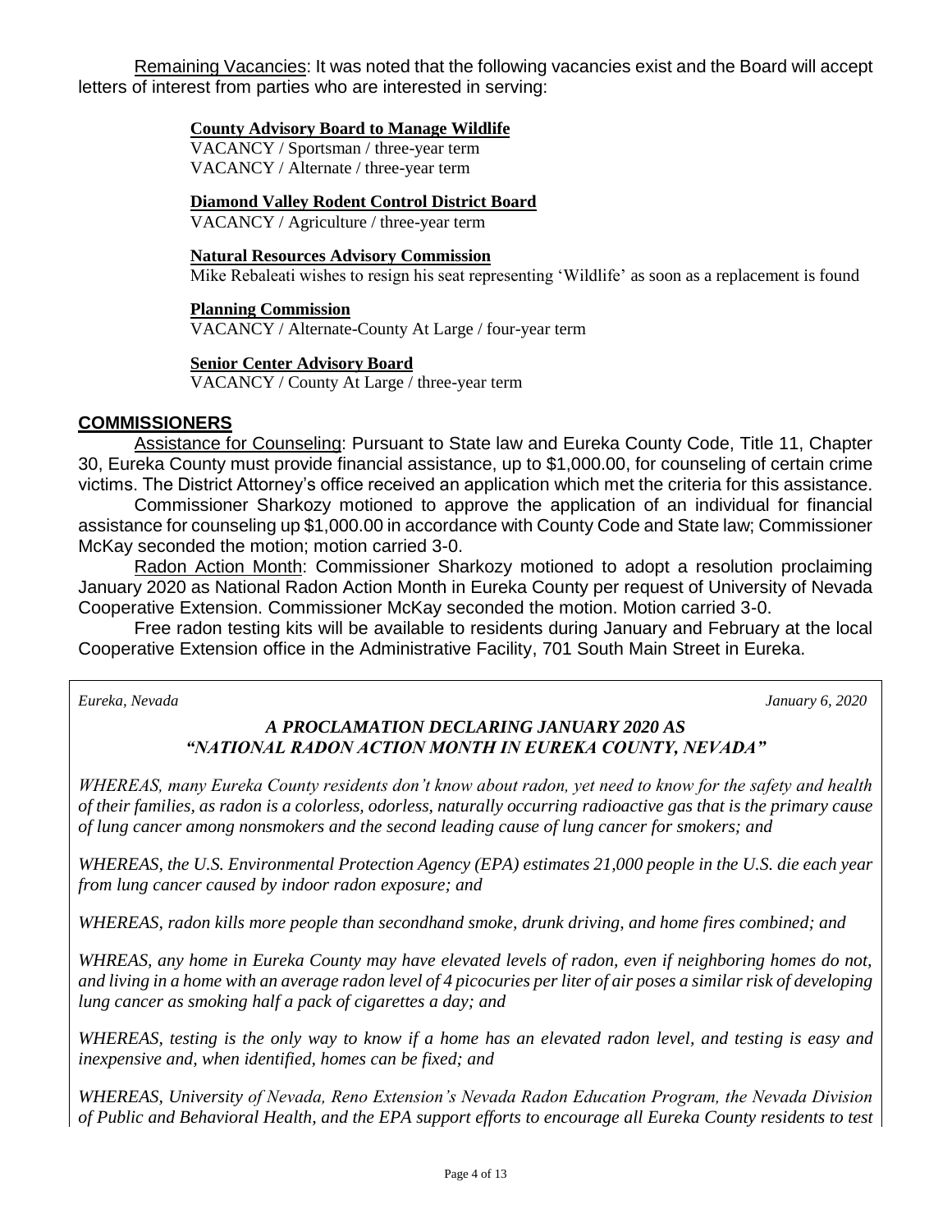Remaining Vacancies: It was noted that the following vacancies exist and the Board will accept letters of interest from parties who are interested in serving:

**County Advisory Board to Manage Wildlife**
VACANCY / Sportsman / three-year term
VACANCY / Alternate / three-year term

**Diamond Valley Rodent Control District Board**
VACANCY / Agriculture / three-year term

**Natural Resources Advisory Commission**
Mike Rebaleati wishes to resign his seat representing 'Wildlife' as soon as a replacement is found

**Planning Commission**
VACANCY / Alternate-County At Large / four-year term

**Senior Center Advisory Board**
VACANCY / County At Large / three-year term

## COMMISSIONERS

Assistance for Counseling: Pursuant to State law and Eureka County Code, Title 11, Chapter 30, Eureka County must provide financial assistance, up to $1,000.00, for counseling of certain crime victims. The District Attorney's office received an application which met the criteria for this assistance.

Commissioner Sharkozy motioned to approve the application of an individual for financial assistance for counseling up $1,000.00 in accordance with County Code and State law; Commissioner McKay seconded the motion; motion carried 3-0.

Radon Action Month: Commissioner Sharkozy motioned to adopt a resolution proclaiming January 2020 as National Radon Action Month in Eureka County per request of University of Nevada Cooperative Extension. Commissioner McKay seconded the motion. Motion carried 3-0.

Free radon testing kits will be available to residents during January and February at the local Cooperative Extension office in the Administrative Facility, 701 South Main Street in Eureka.

*Eureka, Nevada* *January 6, 2020*

***A PROCLAMATION DECLARING JANUARY 2020 AS "NATIONAL RADON ACTION MONTH IN EUREKA COUNTY, NEVADA"***

*WHEREAS, many Eureka County residents don't know about radon, yet need to know for the safety and health of their families, as radon is a colorless, odorless, naturally occurring radioactive gas that is the primary cause of lung cancer among nonsmokers and the second leading cause of lung cancer for smokers; and*

*WHEREAS, the U.S. Environmental Protection Agency (EPA) estimates 21,000 people in the U.S. die each year from lung cancer caused by indoor radon exposure; and*

*WHEREAS, radon kills more people than secondhand smoke, drunk driving, and home fires combined; and*

*WHREAS, any home in Eureka County may have elevated levels of radon, even if neighboring homes do not, and living in a home with an average radon level of 4 picocuries per liter of air poses a similar risk of developing lung cancer as smoking half a pack of cigarettes a day; and*

*WHEREAS, testing is the only way to know if a home has an elevated radon level, and testing is easy and inexpensive and, when identified, homes can be fixed; and*

*WHEREAS, University of Nevada, Reno Extension's Nevada Radon Education Program, the Nevada Division of Public and Behavioral Health, and the EPA support efforts to encourage all Eureka County residents to test*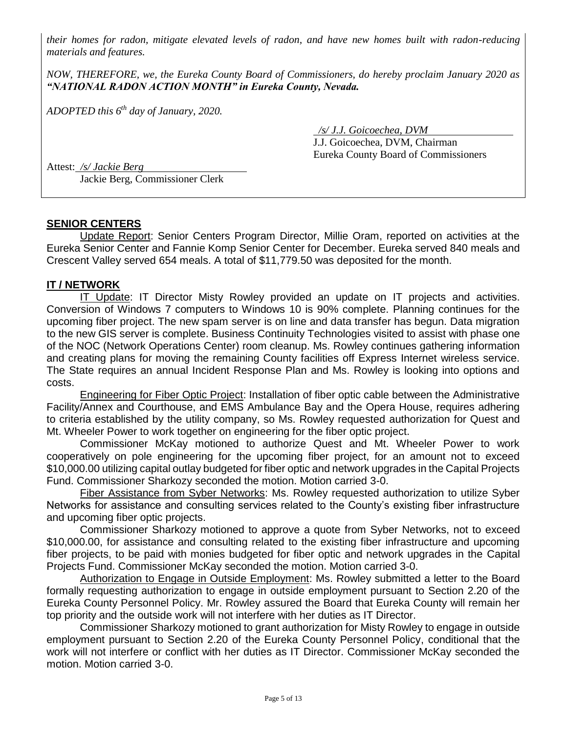*their homes for radon, mitigate elevated levels of radon, and have new homes built with radon-reducing materials and features.*

*NOW, THEREFORE, we, the Eureka County Board of Commissioners, do hereby proclaim January 2020 as **"NATIONAL RADON ACTION MONTH" in Eureka County, Nevada.***

*ADOPTED this 6th day of January, 2020.*

*/s/ J.J. Goicoechea, DVM*
J.J. Goicoechea, DVM, Chairman
Eureka County Board of Commissioners

Attest: */s/ Jackie Berg*
Jackie Berg, Commissioner Clerk

## SENIOR CENTERS

Update Report: Senior Centers Program Director, Millie Oram, reported on activities at the Eureka Senior Center and Fannie Komp Senior Center for December. Eureka served 840 meals and Crescent Valley served 654 meals. A total of $11,779.50 was deposited for the month.

## IT / NETWORK

IT Update: IT Director Misty Rowley provided an update on IT projects and activities. Conversion of Windows 7 computers to Windows 10 is 90% complete. Planning continues for the upcoming fiber project. The new spam server is on line and data transfer has begun. Data migration to the new GIS server is complete. Business Continuity Technologies visited to assist with phase one of the NOC (Network Operations Center) room cleanup. Ms. Rowley continues gathering information and creating plans for moving the remaining County facilities off Express Internet wireless service. The State requires an annual Incident Response Plan and Ms. Rowley is looking into options and costs.

Engineering for Fiber Optic Project: Installation of fiber optic cable between the Administrative Facility/Annex and Courthouse, and EMS Ambulance Bay and the Opera House, requires adhering to criteria established by the utility company, so Ms. Rowley requested authorization for Quest and Mt. Wheeler Power to work together on engineering for the fiber optic project.

Commissioner McKay motioned to authorize Quest and Mt. Wheeler Power to work cooperatively on pole engineering for the upcoming fiber project, for an amount not to exceed $10,000.00 utilizing capital outlay budgeted for fiber optic and network upgrades in the Capital Projects Fund. Commissioner Sharkozy seconded the motion. Motion carried 3-0.

Fiber Assistance from Syber Networks: Ms. Rowley requested authorization to utilize Syber Networks for assistance and consulting services related to the County's existing fiber infrastructure and upcoming fiber optic projects.

Commissioner Sharkozy motioned to approve a quote from Syber Networks, not to exceed $10,000.00, for assistance and consulting related to the existing fiber infrastructure and upcoming fiber projects, to be paid with monies budgeted for fiber optic and network upgrades in the Capital Projects Fund. Commissioner McKay seconded the motion. Motion carried 3-0.

Authorization to Engage in Outside Employment: Ms. Rowley submitted a letter to the Board formally requesting authorization to engage in outside employment pursuant to Section 2.20 of the Eureka County Personnel Policy. Mr. Rowley assured the Board that Eureka County will remain her top priority and the outside work will not interfere with her duties as IT Director.

Commissioner Sharkozy motioned to grant authorization for Misty Rowley to engage in outside employment pursuant to Section 2.20 of the Eureka County Personnel Policy, conditional that the work will not interfere or conflict with her duties as IT Director. Commissioner McKay seconded the motion. Motion carried 3-0.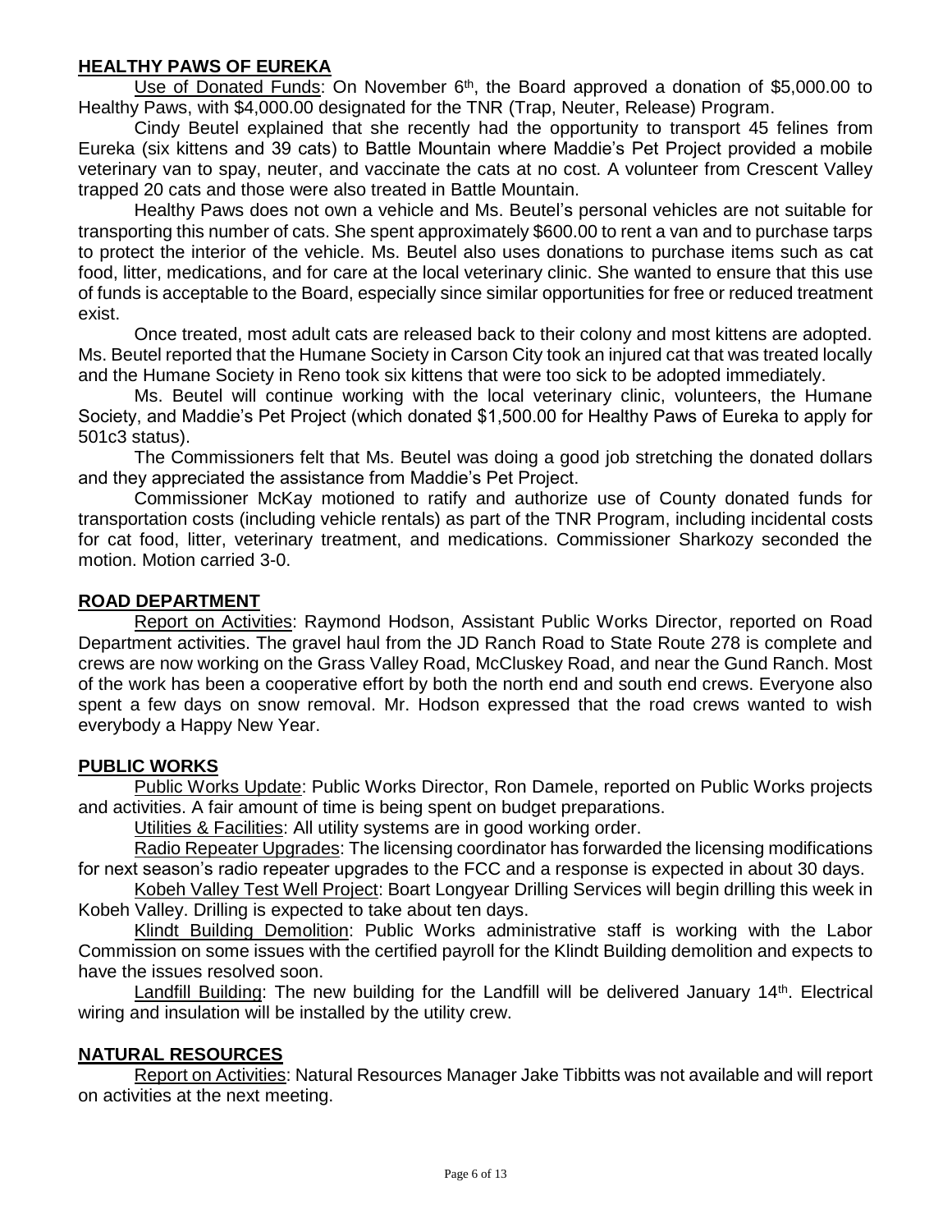## HEALTHY PAWS OF EUREKA

Use of Donated Funds: On November 6th, the Board approved a donation of $5,000.00 to Healthy Paws, with $4,000.00 designated for the TNR (Trap, Neuter, Release) Program.

Cindy Beutel explained that she recently had the opportunity to transport 45 felines from Eureka (six kittens and 39 cats) to Battle Mountain where Maddie's Pet Project provided a mobile veterinary van to spay, neuter, and vaccinate the cats at no cost. A volunteer from Crescent Valley trapped 20 cats and those were also treated in Battle Mountain.

Healthy Paws does not own a vehicle and Ms. Beutel's personal vehicles are not suitable for transporting this number of cats. She spent approximately $600.00 to rent a van and to purchase tarps to protect the interior of the vehicle. Ms. Beutel also uses donations to purchase items such as cat food, litter, medications, and for care at the local veterinary clinic. She wanted to ensure that this use of funds is acceptable to the Board, especially since similar opportunities for free or reduced treatment exist.

Once treated, most adult cats are released back to their colony and most kittens are adopted. Ms. Beutel reported that the Humane Society in Carson City took an injured cat that was treated locally and the Humane Society in Reno took six kittens that were too sick to be adopted immediately.

Ms. Beutel will continue working with the local veterinary clinic, volunteers, the Humane Society, and Maddie's Pet Project (which donated $1,500.00 for Healthy Paws of Eureka to apply for 501c3 status).

The Commissioners felt that Ms. Beutel was doing a good job stretching the donated dollars and they appreciated the assistance from Maddie's Pet Project.

Commissioner McKay motioned to ratify and authorize use of County donated funds for transportation costs (including vehicle rentals) as part of the TNR Program, including incidental costs for cat food, litter, veterinary treatment, and medications. Commissioner Sharkozy seconded the motion. Motion carried 3-0.

## ROAD DEPARTMENT

Report on Activities: Raymond Hodson, Assistant Public Works Director, reported on Road Department activities. The gravel haul from the JD Ranch Road to State Route 278 is complete and crews are now working on the Grass Valley Road, McCluskey Road, and near the Gund Ranch. Most of the work has been a cooperative effort by both the north end and south end crews. Everyone also spent a few days on snow removal. Mr. Hodson expressed that the road crews wanted to wish everybody a Happy New Year.

## PUBLIC WORKS

Public Works Update: Public Works Director, Ron Damele, reported on Public Works projects and activities. A fair amount of time is being spent on budget preparations.

Utilities & Facilities: All utility systems are in good working order.

Radio Repeater Upgrades: The licensing coordinator has forwarded the licensing modifications for next season's radio repeater upgrades to the FCC and a response is expected in about 30 days.

Kobeh Valley Test Well Project: Boart Longyear Drilling Services will begin drilling this week in Kobeh Valley. Drilling is expected to take about ten days.

Klindt Building Demolition: Public Works administrative staff is working with the Labor Commission on some issues with the certified payroll for the Klindt Building demolition and expects to have the issues resolved soon.

Landfill Building: The new building for the Landfill will be delivered January 14th. Electrical wiring and insulation will be installed by the utility crew.

## NATURAL RESOURCES

Report on Activities: Natural Resources Manager Jake Tibbitts was not available and will report on activities at the next meeting.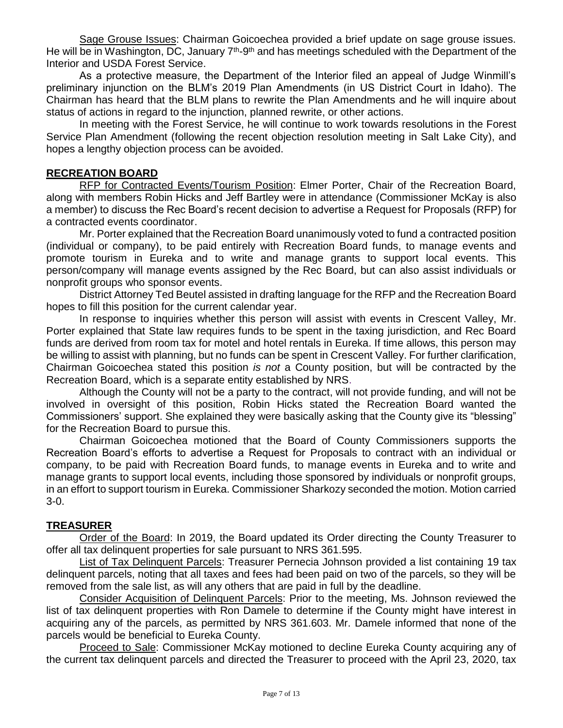Sage Grouse Issues: Chairman Goicoechea provided a brief update on sage grouse issues. He will be in Washington, DC, January 7th-9th and has meetings scheduled with the Department of the Interior and USDA Forest Service.

As a protective measure, the Department of the Interior filed an appeal of Judge Winmill's preliminary injunction on the BLM's 2019 Plan Amendments (in US District Court in Idaho). The Chairman has heard that the BLM plans to rewrite the Plan Amendments and he will inquire about status of actions in regard to the injunction, planned rewrite, or other actions.

In meeting with the Forest Service, he will continue to work towards resolutions in the Forest Service Plan Amendment (following the recent objection resolution meeting in Salt Lake City), and hopes a lengthy objection process can be avoided.

## RECREATION BOARD

RFP for Contracted Events/Tourism Position: Elmer Porter, Chair of the Recreation Board, along with members Robin Hicks and Jeff Bartley were in attendance (Commissioner McKay is also a member) to discuss the Rec Board's recent decision to advertise a Request for Proposals (RFP) for a contracted events coordinator.

Mr. Porter explained that the Recreation Board unanimously voted to fund a contracted position (individual or company), to be paid entirely with Recreation Board funds, to manage events and promote tourism in Eureka and to write and manage grants to support local events. This person/company will manage events assigned by the Rec Board, but can also assist individuals or nonprofit groups who sponsor events.

District Attorney Ted Beutel assisted in drafting language for the RFP and the Recreation Board hopes to fill this position for the current calendar year.

In response to inquiries whether this person will assist with events in Crescent Valley, Mr. Porter explained that State law requires funds to be spent in the taxing jurisdiction, and Rec Board funds are derived from room tax for motel and hotel rentals in Eureka. If time allows, this person may be willing to assist with planning, but no funds can be spent in Crescent Valley. For further clarification, Chairman Goicoechea stated this position *is not* a County position, but will be contracted by the Recreation Board, which is a separate entity established by NRS.

Although the County will not be a party to the contract, will not provide funding, and will not be involved in oversight of this position, Robin Hicks stated the Recreation Board wanted the Commissioners' support. She explained they were basically asking that the County give its "blessing" for the Recreation Board to pursue this.

Chairman Goicoechea motioned that the Board of County Commissioners supports the Recreation Board's efforts to advertise a Request for Proposals to contract with an individual or company, to be paid with Recreation Board funds, to manage events in Eureka and to write and manage grants to support local events, including those sponsored by individuals or nonprofit groups, in an effort to support tourism in Eureka. Commissioner Sharkozy seconded the motion. Motion carried 3-0.

## TREASURER

Order of the Board: In 2019, the Board updated its Order directing the County Treasurer to offer all tax delinquent properties for sale pursuant to NRS 361.595.

List of Tax Delinquent Parcels: Treasurer Pernecia Johnson provided a list containing 19 tax delinquent parcels, noting that all taxes and fees had been paid on two of the parcels, so they will be removed from the sale list, as will any others that are paid in full by the deadline.

Consider Acquisition of Delinquent Parcels: Prior to the meeting, Ms. Johnson reviewed the list of tax delinquent properties with Ron Damele to determine if the County might have interest in acquiring any of the parcels, as permitted by NRS 361.603. Mr. Damele informed that none of the parcels would be beneficial to Eureka County.

Proceed to Sale: Commissioner McKay motioned to decline Eureka County acquiring any of the current tax delinquent parcels and directed the Treasurer to proceed with the April 23, 2020, tax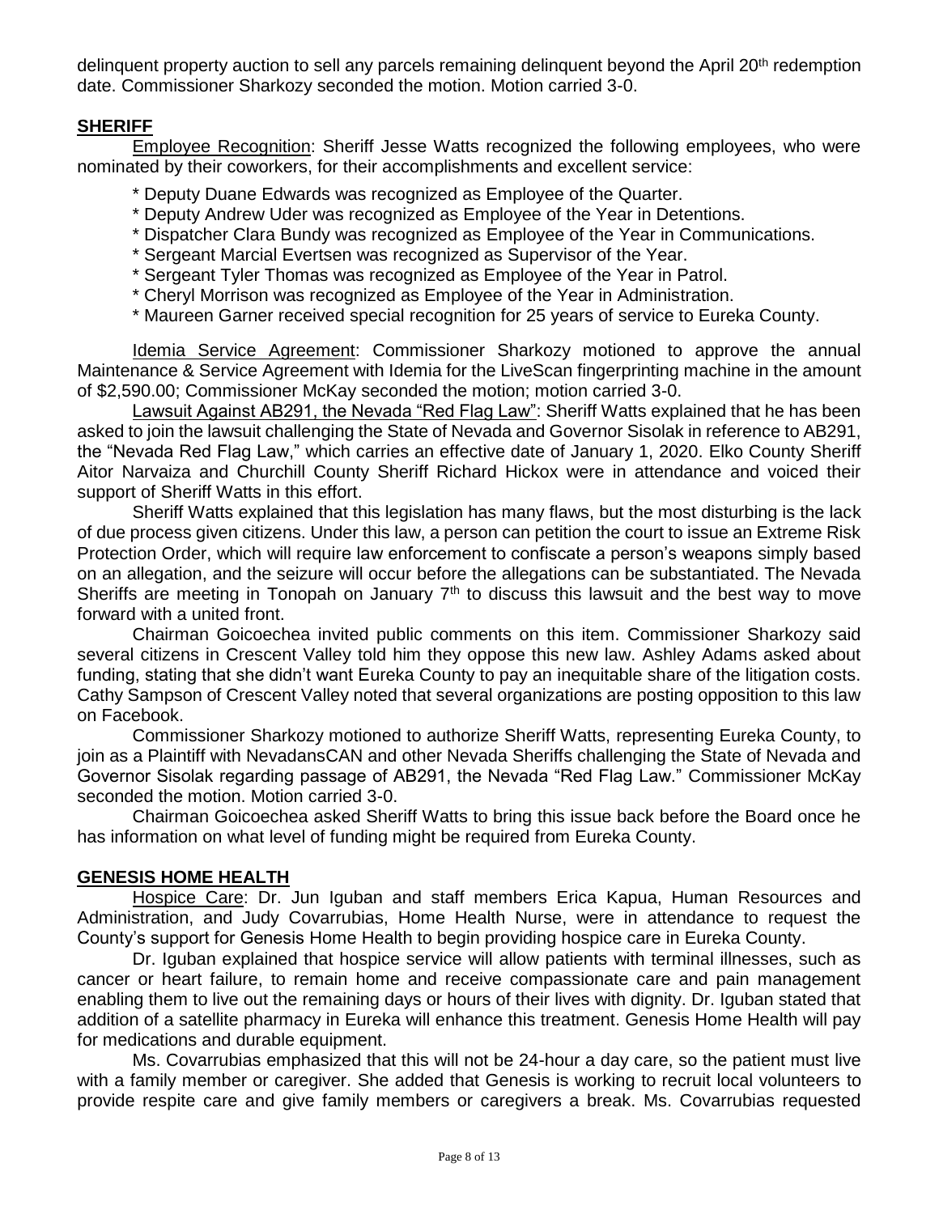delinquent property auction to sell any parcels remaining delinquent beyond the April 20th redemption date. Commissioner Sharkozy seconded the motion. Motion carried 3-0.

## SHERIFF

Employee Recognition: Sheriff Jesse Watts recognized the following employees, who were nominated by their coworkers, for their accomplishments and excellent service:

* Deputy Duane Edwards was recognized as Employee of the Quarter.
* Deputy Andrew Uder was recognized as Employee of the Year in Detentions.
* Dispatcher Clara Bundy was recognized as Employee of the Year in Communications.
* Sergeant Marcial Evertsen was recognized as Supervisor of the Year.
* Sergeant Tyler Thomas was recognized as Employee of the Year in Patrol.
* Cheryl Morrison was recognized as Employee of the Year in Administration.
* Maureen Garner received special recognition for 25 years of service to Eureka County.

Idemia Service Agreement: Commissioner Sharkozy motioned to approve the annual Maintenance & Service Agreement with Idemia for the LiveScan fingerprinting machine in the amount of $2,590.00; Commissioner McKay seconded the motion; motion carried 3-0.

Lawsuit Against AB291, the Nevada "Red Flag Law": Sheriff Watts explained that he has been asked to join the lawsuit challenging the State of Nevada and Governor Sisolak in reference to AB291, the "Nevada Red Flag Law," which carries an effective date of January 1, 2020. Elko County Sheriff Aitor Narvaiza and Churchill County Sheriff Richard Hickox were in attendance and voiced their support of Sheriff Watts in this effort.

Sheriff Watts explained that this legislation has many flaws, but the most disturbing is the lack of due process given citizens. Under this law, a person can petition the court to issue an Extreme Risk Protection Order, which will require law enforcement to confiscate a person's weapons simply based on an allegation, and the seizure will occur before the allegations can be substantiated. The Nevada Sheriffs are meeting in Tonopah on January 7th to discuss this lawsuit and the best way to move forward with a united front.

Chairman Goicoechea invited public comments on this item. Commissioner Sharkozy said several citizens in Crescent Valley told him they oppose this new law. Ashley Adams asked about funding, stating that she didn't want Eureka County to pay an inequitable share of the litigation costs. Cathy Sampson of Crescent Valley noted that several organizations are posting opposition to this law on Facebook.

Commissioner Sharkozy motioned to authorize Sheriff Watts, representing Eureka County, to join as a Plaintiff with NevadansCAN and other Nevada Sheriffs challenging the State of Nevada and Governor Sisolak regarding passage of AB291, the Nevada "Red Flag Law." Commissioner McKay seconded the motion. Motion carried 3-0.

Chairman Goicoechea asked Sheriff Watts to bring this issue back before the Board once he has information on what level of funding might be required from Eureka County.

## GENESIS HOME HEALTH

Hospice Care: Dr. Jun Iguban and staff members Erica Kapua, Human Resources and Administration, and Judy Covarrubias, Home Health Nurse, were in attendance to request the County's support for Genesis Home Health to begin providing hospice care in Eureka County.

Dr. Iguban explained that hospice service will allow patients with terminal illnesses, such as cancer or heart failure, to remain home and receive compassionate care and pain management enabling them to live out the remaining days or hours of their lives with dignity. Dr. Iguban stated that addition of a satellite pharmacy in Eureka will enhance this treatment. Genesis Home Health will pay for medications and durable equipment.

Ms. Covarrubias emphasized that this will not be 24-hour a day care, so the patient must live with a family member or caregiver. She added that Genesis is working to recruit local volunteers to provide respite care and give family members or caregivers a break. Ms. Covarrubias requested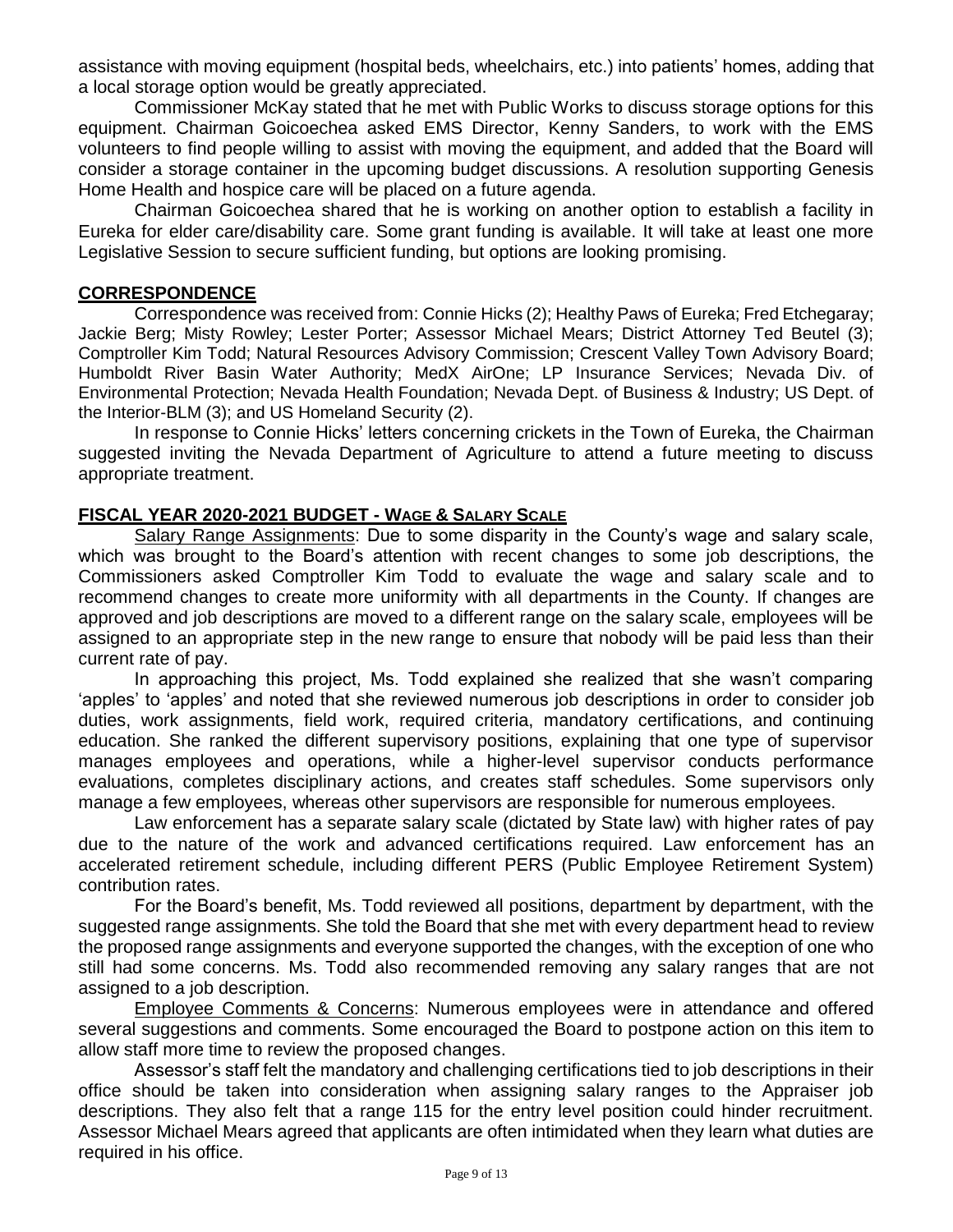assistance with moving equipment (hospital beds, wheelchairs, etc.) into patients' homes, adding that a local storage option would be greatly appreciated.

Commissioner McKay stated that he met with Public Works to discuss storage options for this equipment. Chairman Goicoechea asked EMS Director, Kenny Sanders, to work with the EMS volunteers to find people willing to assist with moving the equipment, and added that the Board will consider a storage container in the upcoming budget discussions. A resolution supporting Genesis Home Health and hospice care will be placed on a future agenda.

Chairman Goicoechea shared that he is working on another option to establish a facility in Eureka for elder care/disability care. Some grant funding is available. It will take at least one more Legislative Session to secure sufficient funding, but options are looking promising.

## CORRESPONDENCE

Correspondence was received from: Connie Hicks (2); Healthy Paws of Eureka; Fred Etchegaray; Jackie Berg; Misty Rowley; Lester Porter; Assessor Michael Mears; District Attorney Ted Beutel (3); Comptroller Kim Todd; Natural Resources Advisory Commission; Crescent Valley Town Advisory Board; Humboldt River Basin Water Authority; MedX AirOne; LP Insurance Services; Nevada Div. of Environmental Protection; Nevada Health Foundation; Nevada Dept. of Business & Industry; US Dept. of the Interior-BLM (3); and US Homeland Security (2).

In response to Connie Hicks' letters concerning crickets in the Town of Eureka, the Chairman suggested inviting the Nevada Department of Agriculture to attend a future meeting to discuss appropriate treatment.

## FISCAL YEAR 2020-2021 BUDGET - WAGE & SALARY SCALE

Salary Range Assignments: Due to some disparity in the County's wage and salary scale, which was brought to the Board's attention with recent changes to some job descriptions, the Commissioners asked Comptroller Kim Todd to evaluate the wage and salary scale and to recommend changes to create more uniformity with all departments in the County. If changes are approved and job descriptions are moved to a different range on the salary scale, employees will be assigned to an appropriate step in the new range to ensure that nobody will be paid less than their current rate of pay.

In approaching this project, Ms. Todd explained she realized that she wasn't comparing 'apples' to 'apples' and noted that she reviewed numerous job descriptions in order to consider job duties, work assignments, field work, required criteria, mandatory certifications, and continuing education. She ranked the different supervisory positions, explaining that one type of supervisor manages employees and operations, while a higher-level supervisor conducts performance evaluations, completes disciplinary actions, and creates staff schedules. Some supervisors only manage a few employees, whereas other supervisors are responsible for numerous employees.

Law enforcement has a separate salary scale (dictated by State law) with higher rates of pay due to the nature of the work and advanced certifications required. Law enforcement has an accelerated retirement schedule, including different PERS (Public Employee Retirement System) contribution rates.

For the Board's benefit, Ms. Todd reviewed all positions, department by department, with the suggested range assignments. She told the Board that she met with every department head to review the proposed range assignments and everyone supported the changes, with the exception of one who still had some concerns. Ms. Todd also recommended removing any salary ranges that are not assigned to a job description.

Employee Comments & Concerns: Numerous employees were in attendance and offered several suggestions and comments. Some encouraged the Board to postpone action on this item to allow staff more time to review the proposed changes.

Assessor's staff felt the mandatory and challenging certifications tied to job descriptions in their office should be taken into consideration when assigning salary ranges to the Appraiser job descriptions. They also felt that a range 115 for the entry level position could hinder recruitment. Assessor Michael Mears agreed that applicants are often intimidated when they learn what duties are required in his office.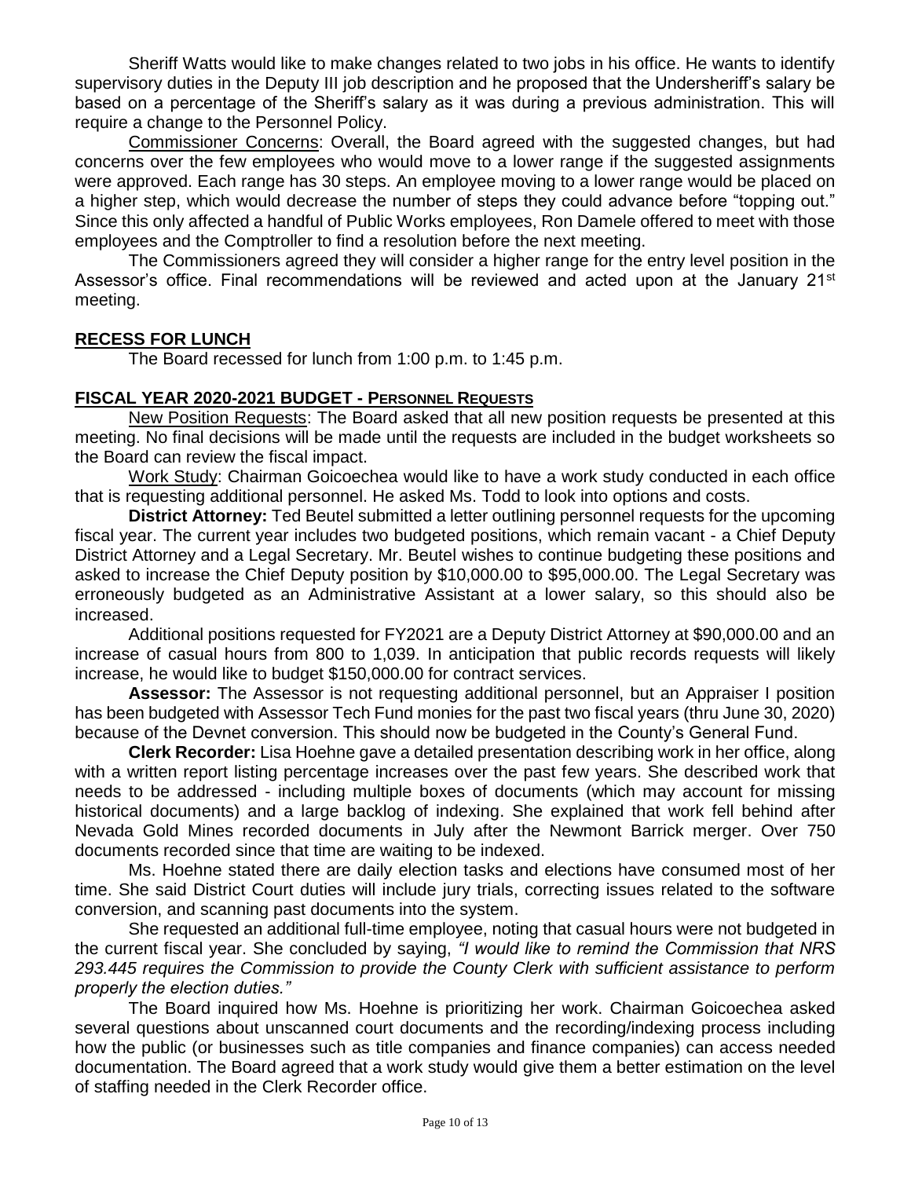Sheriff Watts would like to make changes related to two jobs in his office. He wants to identify supervisory duties in the Deputy III job description and he proposed that the Undersheriff's salary be based on a percentage of the Sheriff's salary as it was during a previous administration. This will require a change to the Personnel Policy.

Commissioner Concerns: Overall, the Board agreed with the suggested changes, but had concerns over the few employees who would move to a lower range if the suggested assignments were approved. Each range has 30 steps. An employee moving to a lower range would be placed on a higher step, which would decrease the number of steps they could advance before "topping out." Since this only affected a handful of Public Works employees, Ron Damele offered to meet with those employees and the Comptroller to find a resolution before the next meeting.

The Commissioners agreed they will consider a higher range for the entry level position in the Assessor's office. Final recommendations will be reviewed and acted upon at the January 21st meeting.

## RECESS FOR LUNCH

The Board recessed for lunch from 1:00 p.m. to 1:45 p.m.

## FISCAL YEAR 2020-2021 BUDGET - PERSONNEL REQUESTS

New Position Requests: The Board asked that all new position requests be presented at this meeting. No final decisions will be made until the requests are included in the budget worksheets so the Board can review the fiscal impact.

Work Study: Chairman Goicoechea would like to have a work study conducted in each office that is requesting additional personnel. He asked Ms. Todd to look into options and costs.

**District Attorney:** Ted Beutel submitted a letter outlining personnel requests for the upcoming fiscal year. The current year includes two budgeted positions, which remain vacant - a Chief Deputy District Attorney and a Legal Secretary. Mr. Beutel wishes to continue budgeting these positions and asked to increase the Chief Deputy position by $10,000.00 to $95,000.00. The Legal Secretary was erroneously budgeted as an Administrative Assistant at a lower salary, so this should also be increased.

Additional positions requested for FY2021 are a Deputy District Attorney at $90,000.00 and an increase of casual hours from 800 to 1,039. In anticipation that public records requests will likely increase, he would like to budget $150,000.00 for contract services.

**Assessor:** The Assessor is not requesting additional personnel, but an Appraiser I position has been budgeted with Assessor Tech Fund monies for the past two fiscal years (thru June 30, 2020) because of the Devnet conversion. This should now be budgeted in the County's General Fund.

**Clerk Recorder:** Lisa Hoehne gave a detailed presentation describing work in her office, along with a written report listing percentage increases over the past few years. She described work that needs to be addressed - including multiple boxes of documents (which may account for missing historical documents) and a large backlog of indexing. She explained that work fell behind after Nevada Gold Mines recorded documents in July after the Newmont Barrick merger. Over 750 documents recorded since that time are waiting to be indexed.

Ms. Hoehne stated there are daily election tasks and elections have consumed most of her time. She said District Court duties will include jury trials, correcting issues related to the software conversion, and scanning past documents into the system.

She requested an additional full-time employee, noting that casual hours were not budgeted in the current fiscal year. She concluded by saying, *"I would like to remind the Commission that NRS 293.445 requires the Commission to provide the County Clerk with sufficient assistance to perform properly the election duties."*

The Board inquired how Ms. Hoehne is prioritizing her work. Chairman Goicoechea asked several questions about unscanned court documents and the recording/indexing process including how the public (or businesses such as title companies and finance companies) can access needed documentation. The Board agreed that a work study would give them a better estimation on the level of staffing needed in the Clerk Recorder office.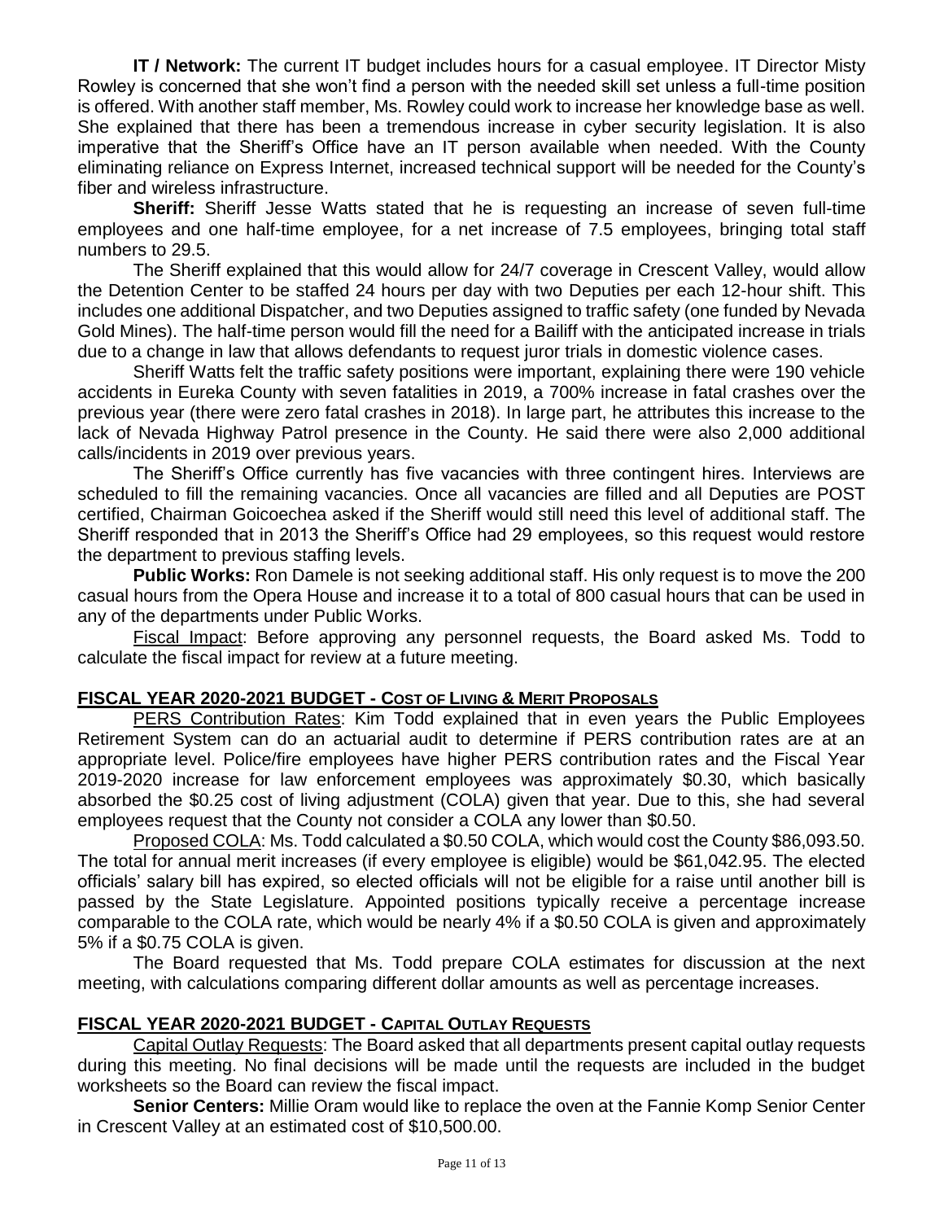**IT / Network:** The current IT budget includes hours for a casual employee. IT Director Misty Rowley is concerned that she won't find a person with the needed skill set unless a full-time position is offered. With another staff member, Ms. Rowley could work to increase her knowledge base as well. She explained that there has been a tremendous increase in cyber security legislation. It is also imperative that the Sheriff's Office have an IT person available when needed. With the County eliminating reliance on Express Internet, increased technical support will be needed for the County's fiber and wireless infrastructure.

**Sheriff:** Sheriff Jesse Watts stated that he is requesting an increase of seven full-time employees and one half-time employee, for a net increase of 7.5 employees, bringing total staff numbers to 29.5.

The Sheriff explained that this would allow for 24/7 coverage in Crescent Valley, would allow the Detention Center to be staffed 24 hours per day with two Deputies per each 12-hour shift. This includes one additional Dispatcher, and two Deputies assigned to traffic safety (one funded by Nevada Gold Mines). The half-time person would fill the need for a Bailiff with the anticipated increase in trials due to a change in law that allows defendants to request juror trials in domestic violence cases.

Sheriff Watts felt the traffic safety positions were important, explaining there were 190 vehicle accidents in Eureka County with seven fatalities in 2019, a 700% increase in fatal crashes over the previous year (there were zero fatal crashes in 2018). In large part, he attributes this increase to the lack of Nevada Highway Patrol presence in the County. He said there were also 2,000 additional calls/incidents in 2019 over previous years.

The Sheriff's Office currently has five vacancies with three contingent hires. Interviews are scheduled to fill the remaining vacancies. Once all vacancies are filled and all Deputies are POST certified, Chairman Goicoechea asked if the Sheriff would still need this level of additional staff. The Sheriff responded that in 2013 the Sheriff's Office had 29 employees, so this request would restore the department to previous staffing levels.

**Public Works:** Ron Damele is not seeking additional staff. His only request is to move the 200 casual hours from the Opera House and increase it to a total of 800 casual hours that can be used in any of the departments under Public Works.

Fiscal Impact: Before approving any personnel requests, the Board asked Ms. Todd to calculate the fiscal impact for review at a future meeting.

## FISCAL YEAR 2020-2021 BUDGET - COST OF LIVING & MERIT PROPOSALS

PERS Contribution Rates: Kim Todd explained that in even years the Public Employees Retirement System can do an actuarial audit to determine if PERS contribution rates are at an appropriate level. Police/fire employees have higher PERS contribution rates and the Fiscal Year 2019-2020 increase for law enforcement employees was approximately \$0.30, which basically absorbed the \$0.25 cost of living adjustment (COLA) given that year. Due to this, she had several employees request that the County not consider a COLA any lower than \$0.50.

Proposed COLA: Ms. Todd calculated a \$0.50 COLA, which would cost the County \$86,093.50. The total for annual merit increases (if every employee is eligible) would be \$61,042.95. The elected officials' salary bill has expired, so elected officials will not be eligible for a raise until another bill is passed by the State Legislature. Appointed positions typically receive a percentage increase comparable to the COLA rate, which would be nearly 4% if a \$0.50 COLA is given and approximately 5% if a \$0.75 COLA is given.

The Board requested that Ms. Todd prepare COLA estimates for discussion at the next meeting, with calculations comparing different dollar amounts as well as percentage increases.

## FISCAL YEAR 2020-2021 BUDGET - CAPITAL OUTLAY REQUESTS

Capital Outlay Requests: The Board asked that all departments present capital outlay requests during this meeting. No final decisions will be made until the requests are included in the budget worksheets so the Board can review the fiscal impact.

**Senior Centers:** Millie Oram would like to replace the oven at the Fannie Komp Senior Center in Crescent Valley at an estimated cost of \$10,500.00.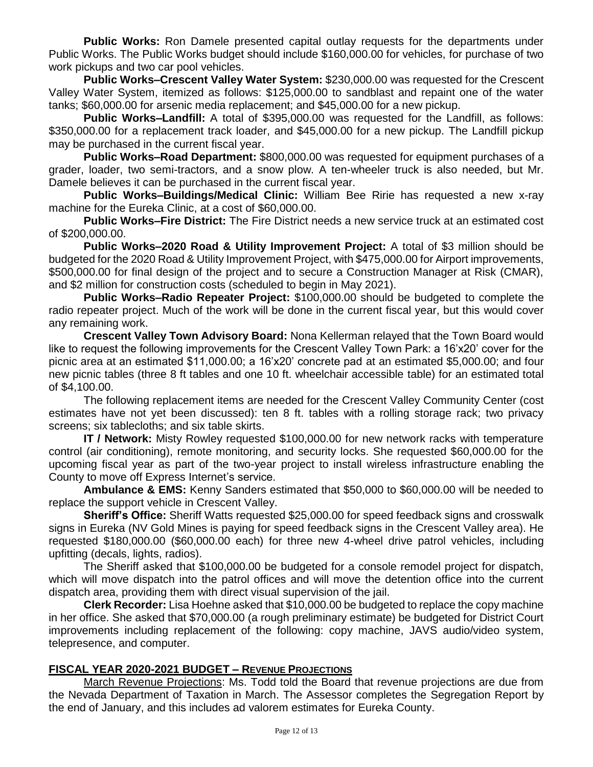**Public Works:** Ron Damele presented capital outlay requests for the departments under Public Works. The Public Works budget should include $160,000.00 for vehicles, for purchase of two work pickups and two car pool vehicles.

**Public Works–Crescent Valley Water System:** $230,000.00 was requested for the Crescent Valley Water System, itemized as follows: $125,000.00 to sandblast and repaint one of the water tanks; $60,000.00 for arsenic media replacement; and $45,000.00 for a new pickup.

**Public Works–Landfill:** A total of $395,000.00 was requested for the Landfill, as follows: $350,000.00 for a replacement track loader, and $45,000.00 for a new pickup. The Landfill pickup may be purchased in the current fiscal year.

**Public Works–Road Department:** $800,000.00 was requested for equipment purchases of a grader, loader, two semi-tractors, and a snow plow. A ten-wheeler truck is also needed, but Mr. Damele believes it can be purchased in the current fiscal year.

**Public Works–Buildings/Medical Clinic:** William Bee Ririe has requested a new x-ray machine for the Eureka Clinic, at a cost of $60,000.00.

**Public Works–Fire District:** The Fire District needs a new service truck at an estimated cost of $200,000.00.

**Public Works–2020 Road & Utility Improvement Project:** A total of $3 million should be budgeted for the 2020 Road & Utility Improvement Project, with $475,000.00 for Airport improvements, $500,000.00 for final design of the project and to secure a Construction Manager at Risk (CMAR), and $2 million for construction costs (scheduled to begin in May 2021).

**Public Works–Radio Repeater Project:** $100,000.00 should be budgeted to complete the radio repeater project. Much of the work will be done in the current fiscal year, but this would cover any remaining work.

**Crescent Valley Town Advisory Board:** Nona Kellerman relayed that the Town Board would like to request the following improvements for the Crescent Valley Town Park: a 16'x20' cover for the picnic area at an estimated $11,000.00; a 16'x20' concrete pad at an estimated $5,000.00; and four new picnic tables (three 8 ft tables and one 10 ft. wheelchair accessible table) for an estimated total of $4,100.00.

The following replacement items are needed for the Crescent Valley Community Center (cost estimates have not yet been discussed): ten 8 ft. tables with a rolling storage rack; two privacy screens; six tablecloths; and six table skirts.

**IT / Network:** Misty Rowley requested $100,000.00 for new network racks with temperature control (air conditioning), remote monitoring, and security locks. She requested $60,000.00 for the upcoming fiscal year as part of the two-year project to install wireless infrastructure enabling the County to move off Express Internet's service.

**Ambulance & EMS:** Kenny Sanders estimated that $50,000 to $60,000.00 will be needed to replace the support vehicle in Crescent Valley.

**Sheriff's Office:** Sheriff Watts requested $25,000.00 for speed feedback signs and crosswalk signs in Eureka (NV Gold Mines is paying for speed feedback signs in the Crescent Valley area). He requested $180,000.00 ($60,000.00 each) for three new 4-wheel drive patrol vehicles, including upfitting (decals, lights, radios).

The Sheriff asked that $100,000.00 be budgeted for a console remodel project for dispatch, which will move dispatch into the patrol offices and will move the detention office into the current dispatch area, providing them with direct visual supervision of the jail.

**Clerk Recorder:** Lisa Hoehne asked that $10,000.00 be budgeted to replace the copy machine in her office. She asked that $70,000.00 (a rough preliminary estimate) be budgeted for District Court improvements including replacement of the following: copy machine, JAVS audio/video system, telepresence, and computer.

## FISCAL YEAR 2020-2021 BUDGET – REVENUE PROJECTIONS

March Revenue Projections: Ms. Todd told the Board that revenue projections are due from the Nevada Department of Taxation in March. The Assessor completes the Segregation Report by the end of January, and this includes ad valorem estimates for Eureka County.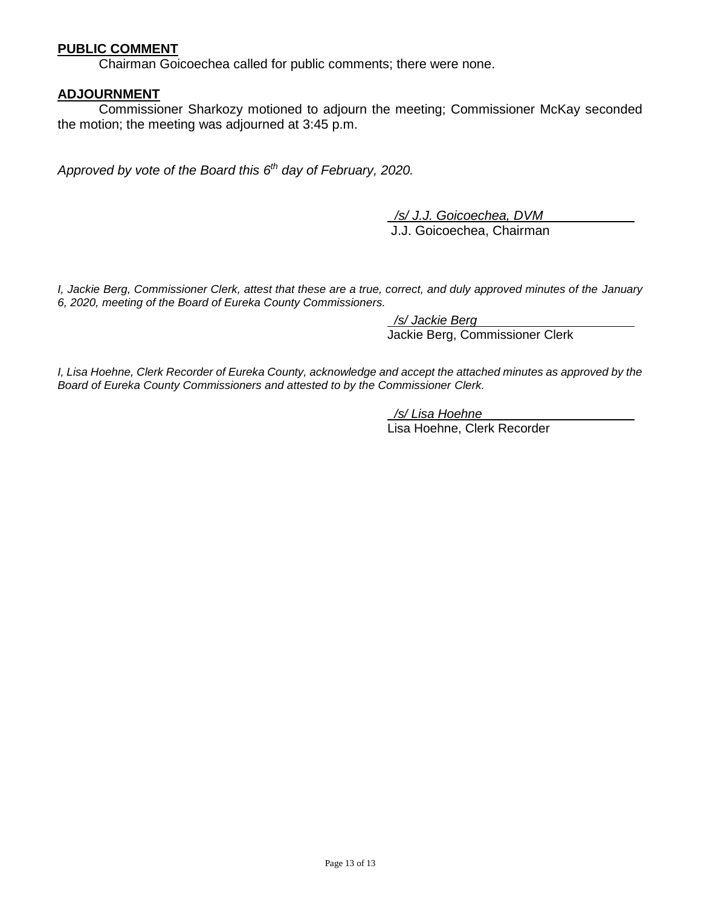**PUBLIC COMMENT**

Chairman Goicoechea called for public comments; there were none.

**ADJOURNMENT**

Commissioner Sharkozy motioned to adjourn the meeting; Commissioner McKay seconded the motion; the meeting was adjourned at 3:45 p.m.

*Approved by vote of the Board this 6th day of February, 2020.*

*/s/ J.J. Goicoechea, DVM*
J.J. Goicoechea, Chairman

*I, Jackie Berg, Commissioner Clerk, attest that these are a true, correct, and duly approved minutes of the January 6, 2020, meeting of the Board of Eureka County Commissioners.*

*/s/ Jackie Berg*
Jackie Berg, Commissioner Clerk

*I, Lisa Hoehne, Clerk Recorder of Eureka County, acknowledge and accept the attached minutes as approved by the Board of Eureka County Commissioners and attested to by the Commissioner Clerk.*

*/s/ Lisa Hoehne*
Lisa Hoehne, Clerk Recorder